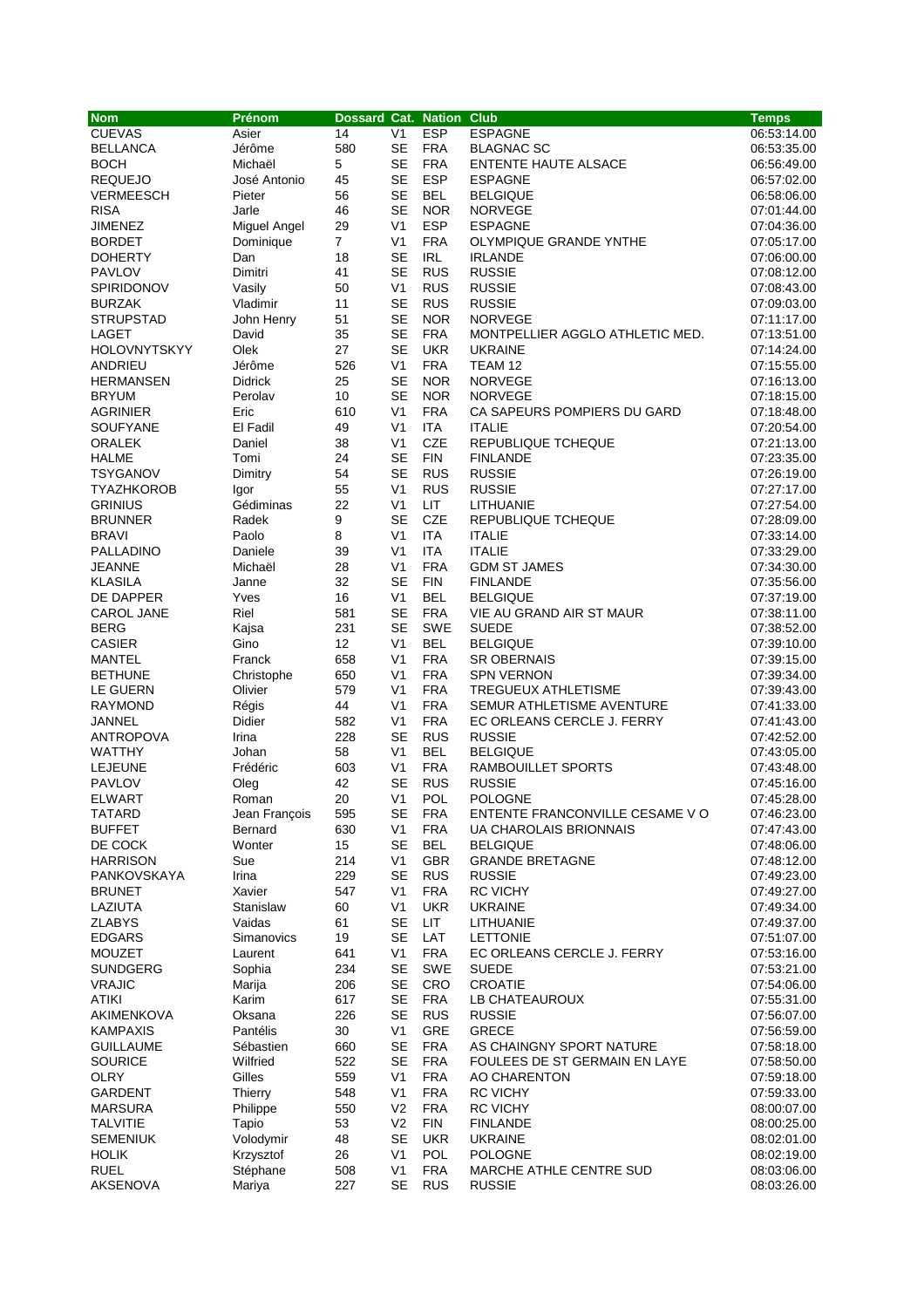| Nom | Prénom | Dossard | Cat. | Nation | Club | Temps |
|---|---|---|---|---|---|---|
| CUEVAS | Asier | 14 | V1 | ESP | ESPAGNE | 06:53:14.00 |
| BELLANCA | Jérôme | 580 | SE | FRA | BLAGNAC SC | 06:53:35.00 |
| BOCH | Michaël | 5 | SE | FRA | ENTENTE HAUTE ALSACE | 06:56:49.00 |
| REQUEJO | José Antonio | 45 | SE | ESP | ESPAGNE | 06:57:02.00 |
| VERMEESCH | Pieter | 56 | SE | BEL | BELGIQUE | 06:58:06.00 |
| RISA | Jarle | 46 | SE | NOR | NORVEGE | 07:01:44.00 |
| JIMENEZ | Miguel Angel | 29 | V1 | ESP | ESPAGNE | 07:04:36.00 |
| BORDET | Dominique | 7 | V1 | FRA | OLYMPIQUE GRANDE YNTHE | 07:05:17.00 |
| DOHERTY | Dan | 18 | SE | IRL | IRLANDE | 07:06:00.00 |
| PAVLOV | Dimitri | 41 | SE | RUS | RUSSIE | 07:08:12.00 |
| SPIRIDONOV | Vasily | 50 | V1 | RUS | RUSSIE | 07:08:43.00 |
| BURZAK | Vladimir | 11 | SE | RUS | RUSSIE | 07:09:03.00 |
| STRUPSTAD | John Henry | 51 | SE | NOR | NORVEGE | 07:11:17.00 |
| LAGET | David | 35 | SE | FRA | MONTPELLIER AGGLO ATHLETIC MED. | 07:13:51.00 |
| HOLOVNYTSKYY | Olek | 27 | SE | UKR | UKRAINE | 07:14:24.00 |
| ANDRIEU | Jérôme | 526 | V1 | FRA | TEAM 12 | 07:15:55.00 |
| HERMANSEN | Didrick | 25 | SE | NOR | NORVEGE | 07:16:13.00 |
| BRYUM | Perolav | 10 | SE | NOR | NORVEGE | 07:18:15.00 |
| AGRINIER | Eric | 610 | V1 | FRA | CA SAPEURS POMPIERS DU GARD | 07:18:48.00 |
| SOUFYANE | El Fadil | 49 | V1 | ITA | ITALIE | 07:20:54.00 |
| ORALEK | Daniel | 38 | V1 | CZE | REPUBLIQUE TCHEQUE | 07:21:13.00 |
| HALME | Tomi | 24 | SE | FIN | FINLANDE | 07:23:35.00 |
| TSYGANOV | Dimitry | 54 | SE | RUS | RUSSIE | 07:26:19.00 |
| TYAZHKOROB | Igor | 55 | V1 | RUS | RUSSIE | 07:27:17.00 |
| GRINIUS | Gédiminas | 22 | V1 | LIT | LITHUANIE | 07:27:54.00 |
| BRUNNER | Radek | 9 | SE | CZE | REPUBLIQUE TCHEQUE | 07:28:09.00 |
| BRAVI | Paolo | 8 | V1 | ITA | ITALIE | 07:33:14.00 |
| PALLADINO | Daniele | 39 | V1 | ITA | ITALIE | 07:33:29.00 |
| JEANNE | Michaël | 28 | V1 | FRA | GDM ST JAMES | 07:34:30.00 |
| KLASILA | Janne | 32 | SE | FIN | FINLANDE | 07:35:56.00 |
| DE DAPPER | Yves | 16 | V1 | BEL | BELGIQUE | 07:37:19.00 |
| CAROL JANE | Riel | 581 | SE | FRA | VIE AU GRAND AIR ST MAUR | 07:38:11.00 |
| BERG | Kajsa | 231 | SE | SWE | SUEDE | 07:38:52.00 |
| CASIER | Gino | 12 | V1 | BEL | BELGIQUE | 07:39:10.00 |
| MANTEL | Franck | 658 | V1 | FRA | SR OBERNAIS | 07:39:15.00 |
| BETHUNE | Christophe | 650 | V1 | FRA | SPN VERNON | 07:39:34.00 |
| LE GUERN | Olivier | 579 | V1 | FRA | TREGUEUX ATHLETISME | 07:39:43.00 |
| RAYMOND | Régis | 44 | V1 | FRA | SEMUR ATHLETISME AVENTURE | 07:41:33.00 |
| JANNEL | Didier | 582 | V1 | FRA | EC ORLEANS CERCLE J. FERRY | 07:41:43.00 |
| ANTROPOVA | Irina | 228 | SE | RUS | RUSSIE | 07:42:52.00 |
| WATTHY | Johan | 58 | V1 | BEL | BELGIQUE | 07:43:05.00 |
| LEJEUNE | Frédéric | 603 | V1 | FRA | RAMBOUILLET SPORTS | 07:43:48.00 |
| PAVLOV | Oleg | 42 | SE | RUS | RUSSIE | 07:45:16.00 |
| ELWART | Roman | 20 | V1 | POL | POLOGNE | 07:45:28.00 |
| TATARD | Jean François | 595 | SE | FRA | ENTENTE FRANCONVILLE CESAME V O | 07:46:23.00 |
| BUFFET | Bernard | 630 | V1 | FRA | UA CHAROLAIS BRIONNAIS | 07:47:43.00 |
| DE COCK | Wonter | 15 | SE | BEL | BELGIQUE | 07:48:06.00 |
| HARRISON | Sue | 214 | V1 | GBR | GRANDE BRETAGNE | 07:48:12.00 |
| PANKOVSKAYA | Irina | 229 | SE | RUS | RUSSIE | 07:49:23.00 |
| BRUNET | Xavier | 547 | V1 | FRA | RC VICHY | 07:49:27.00 |
| LAZIUTA | Stanislaw | 60 | V1 | UKR | UKRAINE | 07:49:34.00 |
| ZLABYS | Vaidas | 61 | SE | LIT | LITHUANIE | 07:49:37.00 |
| EDGARS | Simanovics | 19 | SE | LAT | LETTONIE | 07:51:07.00 |
| MOUZET | Laurent | 641 | V1 | FRA | EC ORLEANS CERCLE J. FERRY | 07:53:16.00 |
| SUNDGERG | Sophia | 234 | SE | SWE | SUEDE | 07:53:21.00 |
| VRAJIC | Marija | 206 | SE | CRO | CROATIE | 07:54:06.00 |
| ATIKI | Karim | 617 | SE | FRA | LB CHATEAUROUX | 07:55:31.00 |
| AKIMENKOVA | Oksana | 226 | SE | RUS | RUSSIE | 07:56:07.00 |
| KAMPAXIS | Pantélis | 30 | V1 | GRE | GRECE | 07:56:59.00 |
| GUILLAUME | Sébastien | 660 | SE | FRA | AS CHAINGNY SPORT NATURE | 07:58:18.00 |
| SOURICE | Wilfried | 522 | SE | FRA | FOULEES DE ST GERMAIN EN LAYE | 07:58:50.00 |
| OLRY | Gilles | 559 | V1 | FRA | AO CHARENTON | 07:59:18.00 |
| GARDENT | Thierry | 548 | V1 | FRA | RC VICHY | 07:59:33.00 |
| MARSURA | Philippe | 550 | V2 | FRA | RC VICHY | 08:00:07.00 |
| TALVITIE | Tapio | 53 | V2 | FIN | FINLANDE | 08:00:25.00 |
| SEMENIUK | Volodymir | 48 | SE | UKR | UKRAINE | 08:02:01.00 |
| HOLIK | Krzysztof | 26 | V1 | POL | POLOGNE | 08:02:19.00 |
| RUEL | Stéphane | 508 | V1 | FRA | MARCHE ATHLE CENTRE SUD | 08:03:06.00 |
| AKSENOVA | Mariya | 227 | SE | RUS | RUSSIE | 08:03:26.00 |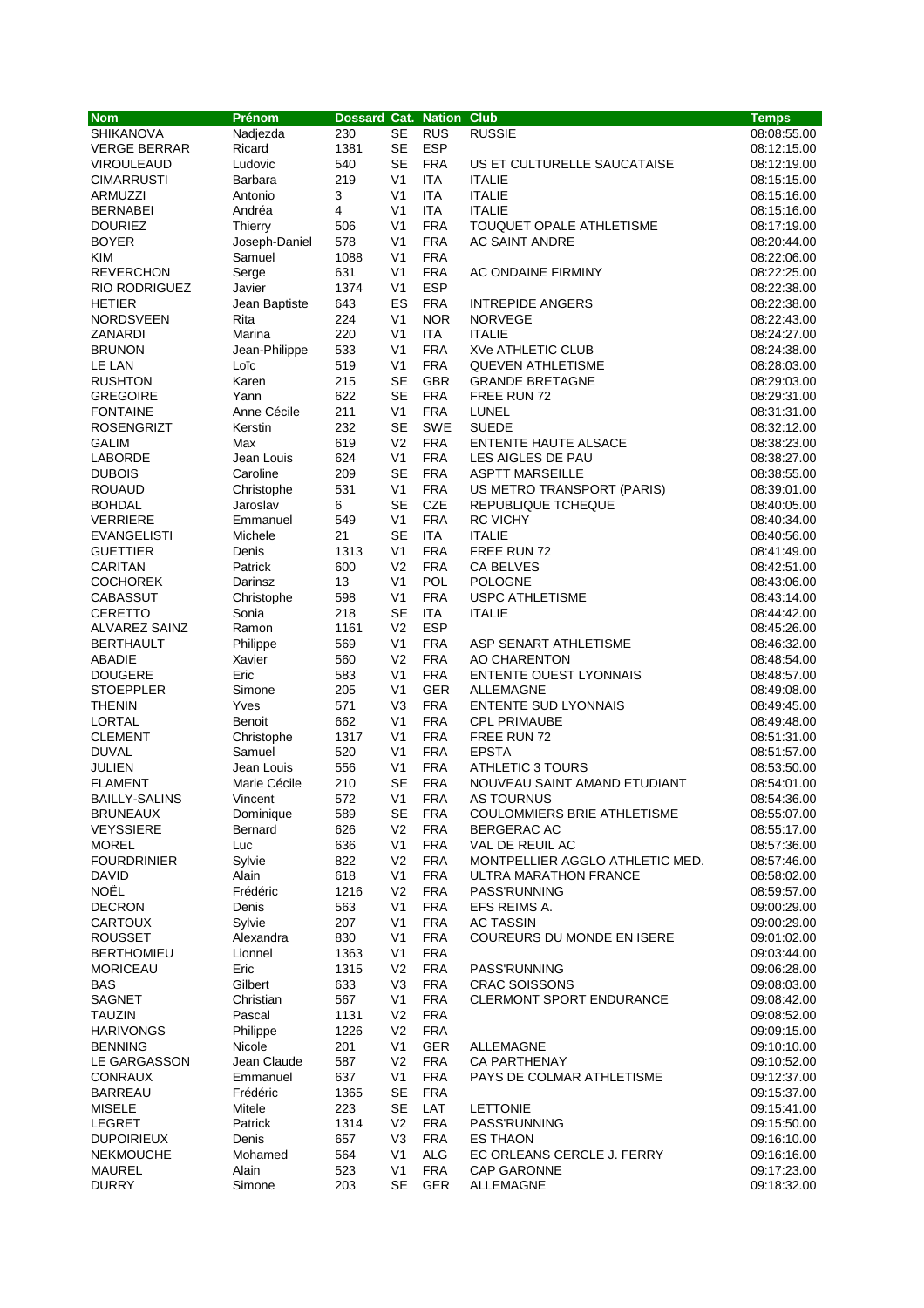| Nom | Prénom | Dossard | Cat. | Nation | Club | Temps |
|---|---|---|---|---|---|---|
| SHIKANOVA | Nadjezda | 230 | SE | RUS | RUSSIE | 08:08:55.00 |
| VERGE BERRAR | Ricard | 1381 | SE | ESP | | 08:12:15.00 |
| VIROULEAUD | Ludovic | 540 | SE | FRA | US ET CULTURELLE SAUCATAISE | 08:12:19.00 |
| CIMARRUSTI | Barbara | 219 | V1 | ITA | ITALIE | 08:15:15.00 |
| ARMUZZI | Antonio | 3 | V1 | ITA | ITALIE | 08:15:16.00 |
| BERNABEI | Andréa | 4 | V1 | ITA | ITALIE | 08:15:16.00 |
| DOURIEZ | Thierry | 506 | V1 | FRA | TOUQUET OPALE ATHLETISME | 08:17:19.00 |
| BOYER | Joseph-Daniel | 578 | V1 | FRA | AC SAINT ANDRE | 08:20:44.00 |
| KIM | Samuel | 1088 | V1 | FRA | | 08:22:06.00 |
| REVERCHON | Serge | 631 | V1 | FRA | AC ONDAINE FIRMINY | 08:22:25.00 |
| RIO RODRIGUEZ | Javier | 1374 | V1 | ESP | | 08:22:38.00 |
| HETIER | Jean Baptiste | 643 | ES | FRA | INTREPIDE ANGERS | 08:22:38.00 |
| NORDSVEEN | Rita | 224 | V1 | NOR | NORVEGE | 08:22:43.00 |
| ZANARDI | Marina | 220 | V1 | ITA | ITALIE | 08:24:27.00 |
| BRUNON | Jean-Philippe | 533 | V1 | FRA | XVe ATHLETIC CLUB | 08:24:38.00 |
| LE LAN | Loïc | 519 | V1 | FRA | QUEVEN ATHLETISME | 08:28:03.00 |
| RUSHTON | Karen | 215 | SE | GBR | GRANDE BRETAGNE | 08:29:03.00 |
| GREGOIRE | Yann | 622 | SE | FRA | FREE RUN 72 | 08:29:31.00 |
| FONTAINE | Anne Cécile | 211 | V1 | FRA | LUNEL | 08:31:31.00 |
| ROSENGRIZT | Kerstin | 232 | SE | SWE | SUEDE | 08:32:12.00 |
| GALIM | Max | 619 | V2 | FRA | ENTENTE HAUTE ALSACE | 08:38:23.00 |
| LABORDE | Jean Louis | 624 | V1 | FRA | LES AIGLES DE PAU | 08:38:27.00 |
| DUBOIS | Caroline | 209 | SE | FRA | ASPTT MARSEILLE | 08:38:55.00 |
| ROUAUD | Christophe | 531 | V1 | FRA | US METRO TRANSPORT (PARIS) | 08:39:01.00 |
| BOHDAL | Jaroslav | 6 | SE | CZE | REPUBLIQUE TCHEQUE | 08:40:05.00 |
| VERRIERE | Emmanuel | 549 | V1 | FRA | RC VICHY | 08:40:34.00 |
| EVANGELISTI | Michele | 21 | SE | ITA | ITALIE | 08:40:56.00 |
| GUETTIER | Denis | 1313 | V1 | FRA | FREE RUN 72 | 08:41:49.00 |
| CARITAN | Patrick | 600 | V2 | FRA | CA BELVES | 08:42:51.00 |
| COCHOREK | Darinsz | 13 | V1 | POL | POLOGNE | 08:43:06.00 |
| CABASSUT | Christophe | 598 | V1 | FRA | USPC ATHLETISME | 08:43:14.00 |
| CERETTO | Sonia | 218 | SE | ITA | ITALIE | 08:44:42.00 |
| ALVAREZ SAINZ | Ramon | 1161 | V2 | ESP | | 08:45:26.00 |
| BERTHAULT | Philippe | 569 | V1 | FRA | ASP SENART ATHLETISME | 08:46:32.00 |
| ABADIE | Xavier | 560 | V2 | FRA | AO CHARENTON | 08:48:54.00 |
| DOUGERE | Eric | 583 | V1 | FRA | ENTENTE OUEST LYONNAIS | 08:48:57.00 |
| STOEPPLER | Simone | 205 | V1 | GER | ALLEMAGNE | 08:49:08.00 |
| THENIN | Yves | 571 | V3 | FRA | ENTENTE SUD LYONNAIS | 08:49:45.00 |
| LORTAL | Benoit | 662 | V1 | FRA | CPL PRIMAUBE | 08:49:48.00 |
| CLEMENT | Christophe | 1317 | V1 | FRA | FREE RUN 72 | 08:51:31.00 |
| DUVAL | Samuel | 520 | V1 | FRA | EPSTA | 08:51:57.00 |
| JULIEN | Jean Louis | 556 | V1 | FRA | ATHLETIC 3 TOURS | 08:53:50.00 |
| FLAMENT | Marie Cécile | 210 | SE | FRA | NOUVEAU SAINT AMAND ETUDIANT | 08:54:01.00 |
| BAILLY-SALINS | Vincent | 572 | V1 | FRA | AS TOURNUS | 08:54:36.00 |
| BRUNEAUX | Dominique | 589 | SE | FRA | COULOMMIERS BRIE ATHLETISME | 08:55:07.00 |
| VEYSSIERE | Bernard | 626 | V2 | FRA | BERGERAC AC | 08:55:17.00 |
| MOREL | Luc | 636 | V1 | FRA | VAL DE REUIL AC | 08:57:36.00 |
| FOURDRINIER | Sylvie | 822 | V2 | FRA | MONTPELLIER AGGLO ATHLETIC MED. | 08:57:46.00 |
| DAVID | Alain | 618 | V1 | FRA | ULTRA MARATHON FRANCE | 08:58:02.00 |
| NOËL | Frédéric | 1216 | V2 | FRA | PASS'RUNNING | 08:59:57.00 |
| DECRON | Denis | 563 | V1 | FRA | EFS REIMS A. | 09:00:29.00 |
| CARTOUX | Sylvie | 207 | V1 | FRA | AC TASSIN | 09:00:29.00 |
| ROUSSET | Alexandra | 830 | V1 | FRA | COUREURS DU MONDE EN ISERE | 09:01:02.00 |
| BERTHOMIEU | Lionnel | 1363 | V1 | FRA | | 09:03:44.00 |
| MORICEAU | Eric | 1315 | V2 | FRA | PASS'RUNNING | 09:06:28.00 |
| BAS | Gilbert | 633 | V3 | FRA | CRAC SOISSONS | 09:08:03.00 |
| SAGNET | Christian | 567 | V1 | FRA | CLERMONT SPORT ENDURANCE | 09:08:42.00 |
| TAUZIN | Pascal | 1131 | V2 | FRA | | 09:08:52.00 |
| HARIVONGS | Philippe | 1226 | V2 | FRA | | 09:09:15.00 |
| BENNING | Nicole | 201 | V1 | GER | ALLEMAGNE | 09:10:10.00 |
| LE GARGASSON | Jean Claude | 587 | V2 | FRA | CA PARTHENAY | 09:10:52.00 |
| CONRAUX | Emmanuel | 637 | V1 | FRA | PAYS DE COLMAR ATHLETISME | 09:12:37.00 |
| BARREAU | Frédéric | 1365 | SE | FRA | | 09:15:37.00 |
| MISELE | Mitele | 223 | SE | LAT | LETTONIE | 09:15:41.00 |
| LEGRET | Patrick | 1314 | V2 | FRA | PASS'RUNNING | 09:15:50.00 |
| DUPOIRIEUX | Denis | 657 | V3 | FRA | ES THAON | 09:16:10.00 |
| NEKMOUCHE | Mohamed | 564 | V1 | ALG | EC ORLEANS CERCLE J. FERRY | 09:16:16.00 |
| MAUREL | Alain | 523 | V1 | FRA | CAP GARONNE | 09:17:23.00 |
| DURRY | Simone | 203 | SE | GER | ALLEMAGNE | 09:18:32.00 |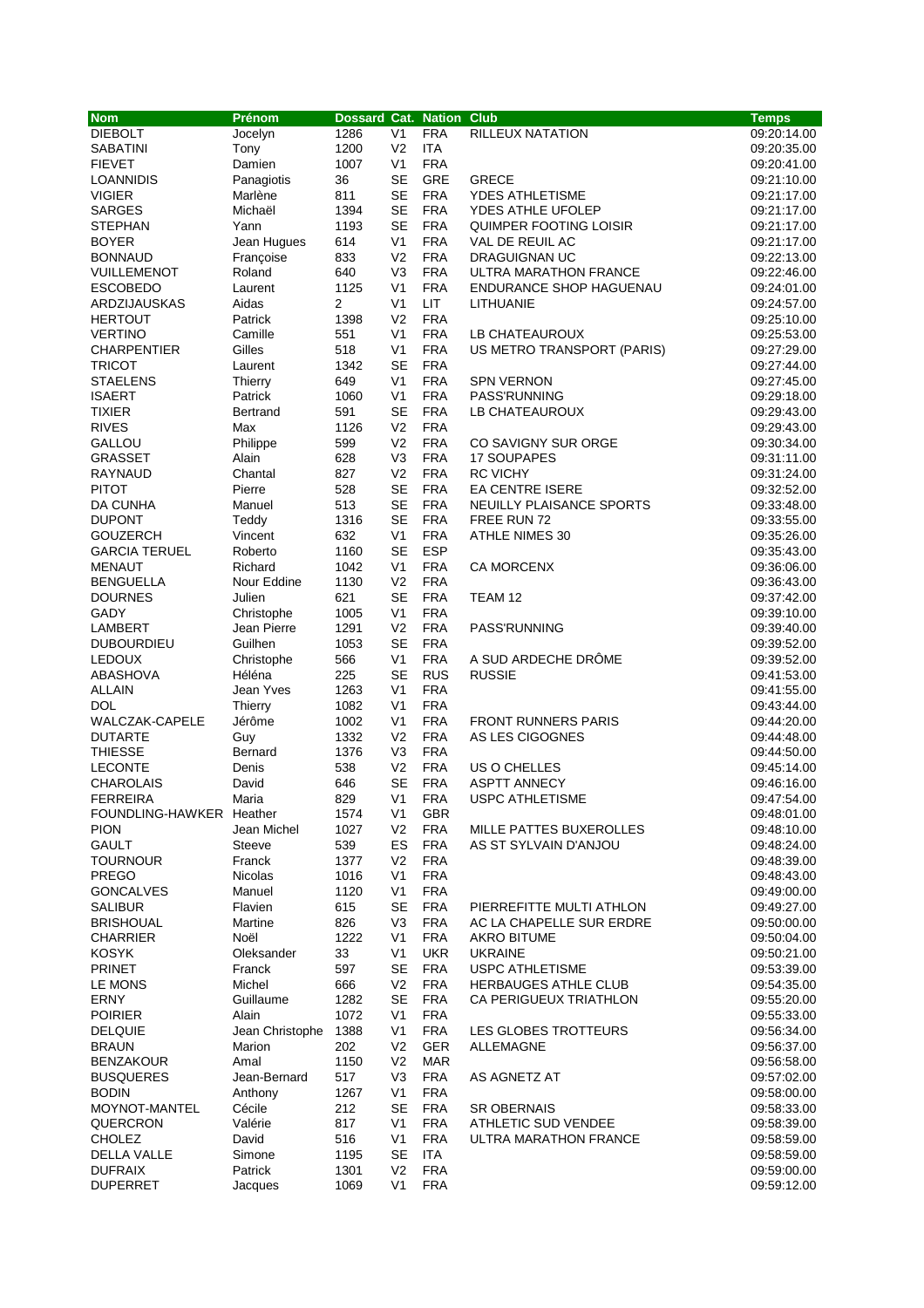| Nom | Prénom | Dossard | Cat. | Nation | Club | Temps |
|---|---|---|---|---|---|---|
| DIEBOLT | Jocelyn | 1286 | V1 | FRA | RILLEUX NATATION | 09:20:14.00 |
| SABATINI | Tony | 1200 | V2 | ITA | | 09:20:35.00 |
| FIEVET | Damien | 1007 | V1 | FRA | | 09:20:41.00 |
| LOANNIDIS | Panagiotis | 36 | SE | GRE | GRECE | 09:21:10.00 |
| VIGIER | Marlène | 811 | SE | FRA | YDES ATHLETISME | 09:21:17.00 |
| SARGES | Michaël | 1394 | SE | FRA | YDES ATHLE UFOLEP | 09:21:17.00 |
| STEPHAN | Yann | 1193 | SE | FRA | QUIMPER FOOTING LOISIR | 09:21:17.00 |
| BOYER | Jean Hugues | 614 | V1 | FRA | VAL DE REUIL AC | 09:21:17.00 |
| BONNAUD | Françoise | 833 | V2 | FRA | DRAGUIGNAN UC | 09:22:13.00 |
| VUILLEMENOT | Roland | 640 | V3 | FRA | ULTRA MARATHON FRANCE | 09:22:46.00 |
| ESCOBEDO | Laurent | 1125 | V1 | FRA | ENDURANCE SHOP HAGUENAU | 09:24:01.00 |
| ARDZIJAUSKAS | Aidas | 2 | V1 | LIT | LITHUANIE | 09:24:57.00 |
| HERTOUT | Patrick | 1398 | V2 | FRA | | 09:25:10.00 |
| VERTINO | Camille | 551 | V1 | FRA | LB CHATEAUROUX | 09:25:53.00 |
| CHARPENTIER | Gilles | 518 | V1 | FRA | US METRO TRANSPORT (PARIS) | 09:27:29.00 |
| TRICOT | Laurent | 1342 | SE | FRA | | 09:27:44.00 |
| STAELENS | Thierry | 649 | V1 | FRA | SPN VERNON | 09:27:45.00 |
| ISAERT | Patrick | 1060 | V1 | FRA | PASS'RUNNING | 09:29:18.00 |
| TIXIER | Bertrand | 591 | SE | FRA | LB CHATEAUROUX | 09:29:43.00 |
| RIVES | Max | 1126 | V2 | FRA | | 09:29:43.00 |
| GALLOU | Philippe | 599 | V2 | FRA | CO SAVIGNY SUR ORGE | 09:30:34.00 |
| GRASSET | Alain | 628 | V3 | FRA | 17 SOUPAPES | 09:31:11.00 |
| RAYNAUD | Chantal | 827 | V2 | FRA | RC VICHY | 09:31:24.00 |
| PITOT | Pierre | 528 | SE | FRA | EA CENTRE ISERE | 09:32:52.00 |
| DA CUNHA | Manuel | 513 | SE | FRA | NEUILLY PLAISANCE SPORTS | 09:33:48.00 |
| DUPONT | Teddy | 1316 | SE | FRA | FREE RUN 72 | 09:33:55.00 |
| GOUZERCH | Vincent | 632 | V1 | FRA | ATHLE NIMES 30 | 09:35:26.00 |
| GARCIA TERUEL | Roberto | 1160 | SE | ESP | | 09:35:43.00 |
| MENAUT | Richard | 1042 | V1 | FRA | CA MORCENX | 09:36:06.00 |
| BENGUELLA | Nour Eddine | 1130 | V2 | FRA | | 09:36:43.00 |
| DOURNES | Julien | 621 | SE | FRA | TEAM 12 | 09:37:42.00 |
| GADY | Christophe | 1005 | V1 | FRA | | 09:39:10.00 |
| LAMBERT | Jean Pierre | 1291 | V2 | FRA | PASS'RUNNING | 09:39:40.00 |
| DUBOURDIEU | Guilhen | 1053 | SE | FRA | | 09:39:52.00 |
| LEDOUX | Christophe | 566 | V1 | FRA | A SUD ARDECHE DRÔME | 09:39:52.00 |
| ABASHOVA | Héléna | 225 | SE | RUS | RUSSIE | 09:41:53.00 |
| ALLAIN | Jean Yves | 1263 | V1 | FRA | | 09:41:55.00 |
| DOL | Thierry | 1082 | V1 | FRA | | 09:43:44.00 |
| WALCZAK-CAPELE | Jérôme | 1002 | V1 | FRA | FRONT RUNNERS PARIS | 09:44:20.00 |
| DUTARTE | Guy | 1332 | V2 | FRA | AS LES CIGOGNES | 09:44:48.00 |
| THIESSE | Bernard | 1376 | V3 | FRA | | 09:44:50.00 |
| LECONTE | Denis | 538 | V2 | FRA | US O CHELLES | 09:45:14.00 |
| CHAROLAIS | David | 646 | SE | FRA | ASPTT ANNECY | 09:46:16.00 |
| FERREIRA | Maria | 829 | V1 | FRA | USPC ATHLETISME | 09:47:54.00 |
| FOUNDLING-HAWKER | Heather | 1574 | V1 | GBR | | 09:48:01.00 |
| PION | Jean Michel | 1027 | V2 | FRA | MILLE PATTES BUXEROLLES | 09:48:10.00 |
| GAULT | Steeve | 539 | ES | FRA | AS ST SYLVAIN D'ANJOU | 09:48:24.00 |
| TOURNOUR | Franck | 1377 | V2 | FRA | | 09:48:39.00 |
| PREGO | Nicolas | 1016 | V1 | FRA | | 09:48:43.00 |
| GONCALVES | Manuel | 1120 | V1 | FRA | | 09:49:00.00 |
| SALIBUR | Flavien | 615 | SE | FRA | PIERREFITTE MULTI ATHLON | 09:49:27.00 |
| BRISHOUAL | Martine | 826 | V3 | FRA | AC LA CHAPELLE SUR ERDRE | 09:50:00.00 |
| CHARRIER | Noël | 1222 | V1 | FRA | AKRO BITUME | 09:50:04.00 |
| KOSYK | Oleksander | 33 | V1 | UKR | UKRAINE | 09:50:21.00 |
| PRINET | Franck | 597 | SE | FRA | USPC ATHLETISME | 09:53:39.00 |
| LE MONS | Michel | 666 | V2 | FRA | HERBAUGES ATHLE CLUB | 09:54:35.00 |
| ERNY | Guillaume | 1282 | SE | FRA | CA PERIGUEUX TRIATHLON | 09:55:20.00 |
| POIRIER | Alain | 1072 | V1 | FRA | | 09:55:33.00 |
| DELQUIE | Jean Christophe | 1388 | V1 | FRA | LES GLOBES TROTTEURS | 09:56:34.00 |
| BRAUN | Marion | 202 | V2 | GER | ALLEMAGNE | 09:56:37.00 |
| BENZAKOUR | Amal | 1150 | V2 | MAR | | 09:56:58.00 |
| BUSQUERES | Jean-Bernard | 517 | V3 | FRA | AS AGNETZ AT | 09:57:02.00 |
| BODIN | Anthony | 1267 | V1 | FRA | | 09:58:00.00 |
| MOYNOT-MANTEL | Cécile | 212 | SE | FRA | SR OBERNAIS | 09:58:33.00 |
| QUERCRON | Valérie | 817 | V1 | FRA | ATHLETIC SUD VENDEE | 09:58:39.00 |
| CHOLEZ | David | 516 | V1 | FRA | ULTRA MARATHON FRANCE | 09:58:59.00 |
| DELLA VALLE | Simone | 1195 | SE | ITA | | 09:58:59.00 |
| DUFRAIX | Patrick | 1301 | V2 | FRA | | 09:59:00.00 |
| DUPERRET | Jacques | 1069 | V1 | FRA | | 09:59:12.00 |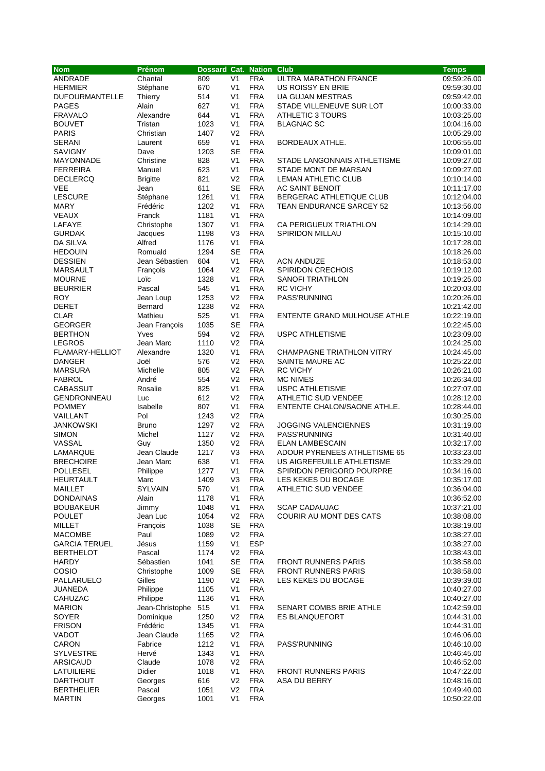| Nom | Prénom | Dossard | Cat. | Nation | Club | Temps |
|---|---|---|---|---|---|---|
| ANDRADE | Chantal | 809 | V1 | FRA | ULTRA MARATHON FRANCE | 09:59:26.00 |
| HERMIER | Stéphane | 670 | V1 | FRA | US ROISSY EN BRIE | 09:59:30.00 |
| DUFOURMANTELLE | Thierry | 514 | V1 | FRA | UA GUJAN MESTRAS | 09:59:42.00 |
| PAGES | Alain | 627 | V1 | FRA | STADE VILLENEUVE SUR LOT | 10:00:33.00 |
| FRAVALO | Alexandre | 644 | V1 | FRA | ATHLETIC 3 TOURS | 10:03:25.00 |
| BOUVET | Tristan | 1023 | V1 | FRA | BLAGNAC SC | 10:04:16.00 |
| PARIS | Christian | 1407 | V2 | FRA | | 10:05:29.00 |
| SERANI | Laurent | 659 | V1 | FRA | BORDEAUX ATHLE. | 10:06:55.00 |
| SAVIGNY | Dave | 1203 | SE | FRA | | 10:09:01.00 |
| MAYONNADE | Christine | 828 | V1 | FRA | STADE LANGONNAIS ATHLETISME | 10:09:27.00 |
| FERREIRA | Manuel | 623 | V1 | FRA | STADE MONT DE MARSAN | 10:09:27.00 |
| DECLERCQ | Brigitte | 821 | V2 | FRA | LEMAN ATHLETIC CLUB | 10:10:14.00 |
| VEE | Jean | 611 | SE | FRA | AC SAINT BENOIT | 10:11:17.00 |
| LESCURE | Stéphane | 1261 | V1 | FRA | BERGERAC ATHLETIQUE CLUB | 10:12:04.00 |
| MARY | Frédéric | 1202 | V1 | FRA | TEAN ENDURANCE SARCEY 52 | 10:13:56.00 |
| VEAUX | Franck | 1181 | V1 | FRA | | 10:14:09.00 |
| LAFAYE | Christophe | 1307 | V1 | FRA | CA PERIGUEUX TRIATHLON | 10:14:29.00 |
| GURDAK | Jacques | 1198 | V3 | FRA | SPIRIDON MILLAU | 10:15:10.00 |
| DA SILVA | Alfred | 1176 | V1 | FRA | | 10:17:28.00 |
| HEDOUIN | Romuald | 1294 | SE | FRA | | 10:18:26.00 |
| DESSIEN | Jean Sébastien | 604 | V1 | FRA | ACN ANDUZE | 10:18:53.00 |
| MARSAULT | François | 1064 | V2 | FRA | SPIRIDON CRECHOIS | 10:19:12.00 |
| MOURNE | Loïc | 1328 | V1 | FRA | SANOFI TRIATHLON | 10:19:25.00 |
| BEURRIER | Pascal | 545 | V1 | FRA | RC VICHY | 10:20:03.00 |
| ROY | Jean Loup | 1253 | V2 | FRA | PASS'RUNNING | 10:20:26.00 |
| DERET | Bernard | 1238 | V2 | FRA | | 10:21:42.00 |
| CLAR | Mathieu | 525 | V1 | FRA | ENTENTE GRAND MULHOUSE ATHLE | 10:22:19.00 |
| GEORGER | Jean François | 1035 | SE | FRA | | 10:22:45.00 |
| BERTHON | Yves | 594 | V2 | FRA | USPC ATHLETISME | 10:23:09.00 |
| LEGROS | Jean Marc | 1110 | V2 | FRA | | 10:24:25.00 |
| FLAMARY-HELLIOT | Alexandre | 1320 | V1 | FRA | CHAMPAGNE TRIATHLON VITRY | 10:24:45.00 |
| DANGER | Joël | 576 | V2 | FRA | SAINTE MAURE AC | 10:25:22.00 |
| MARSURA | Michelle | 805 | V2 | FRA | RC VICHY | 10:26:21.00 |
| FABROL | André | 554 | V2 | FRA | MC NIMES | 10:26:34.00 |
| CABASSUT | Rosalie | 825 | V1 | FRA | USPC ATHLETISME | 10:27:07.00 |
| GENDRONNEAU | Luc | 612 | V2 | FRA | ATHLETIC SUD VENDEE | 10:28:12.00 |
| POMMEY | Isabelle | 807 | V1 | FRA | ENTENTE CHALON/SAONE ATHLE. | 10:28:44.00 |
| VAILLANT | Pol | 1243 | V2 | FRA | | 10:30:25.00 |
| JANKOWSKI | Bruno | 1297 | V2 | FRA | JOGGING VALENCIENNES | 10:31:19.00 |
| SIMON | Michel | 1127 | V2 | FRA | PASS'RUNNING | 10:31:40.00 |
| VASSAL | Guy | 1350 | V2 | FRA | ELAN LAMBESCAIN | 10:32:17.00 |
| LAMARQUE | Jean Claude | 1217 | V3 | FRA | ADOUR PYRENEES ATHLETISME 65 | 10:33:23.00 |
| BRECHOIRE | Jean Marc | 638 | V1 | FRA | US AIGREFEUILLE ATHLETISME | 10:33:29.00 |
| POLLESEL | Philippe | 1277 | V1 | FRA | SPIRIDON PERIGORD POURPRE | 10:34:16.00 |
| HEURTAULT | Marc | 1409 | V3 | FRA | LES KEKES DU BOCAGE | 10:35:17.00 |
| MAILLET | SYLVAIN | 570 | V1 | FRA | ATHLETIC SUD VENDEE | 10:36:04.00 |
| DONDAINAS | Alain | 1178 | V1 | FRA | | 10:36:52.00 |
| BOUBAKEUR | Jimmy | 1048 | V1 | FRA | SCAP CADAUJAC | 10:37:21.00 |
| POULET | Jean Luc | 1054 | V2 | FRA | COURIR AU MONT DES CATS | 10:38:08.00 |
| MILLET | François | 1038 | SE | FRA | | 10:38:19.00 |
| MACOMBE | Paul | 1089 | V2 | FRA | | 10:38:27.00 |
| GARCIA TERUEL | Jésus | 1159 | V1 | ESP | | 10:38:27.00 |
| BERTHELOT | Pascal | 1174 | V2 | FRA | | 10:38:43.00 |
| HARDY | Sébastien | 1041 | SE | FRA | FRONT RUNNERS PARIS | 10:38:58.00 |
| COSIO | Christophe | 1009 | SE | FRA | FRONT RUNNERS PARIS | 10:38:58.00 |
| PALLARUELO | Gilles | 1190 | V2 | FRA | LES KEKES DU BOCAGE | 10:39:39.00 |
| JUANEDA | Philippe | 1105 | V1 | FRA | | 10:40:27.00 |
| CAHUZAC | Philippe | 1136 | V1 | FRA | | 10:40:27.00 |
| MARION | Jean-Christophe | 515 | V1 | FRA | SENART COMBS BRIE ATHLE | 10:42:59.00 |
| SOYER | Dominique | 1250 | V2 | FRA | ES BLANQUEFORT | 10:44:31.00 |
| FRISON | Frédéric | 1345 | V1 | FRA | | 10:44:31.00 |
| VADOT | Jean Claude | 1165 | V2 | FRA | | 10:46:06.00 |
| CARON | Fabrice | 1212 | V1 | FRA | PASS'RUNNING | 10:46:10.00 |
| SYLVESTRE | Hervé | 1343 | V1 | FRA | | 10:46:45.00 |
| ARSICAUD | Claude | 1078 | V2 | FRA | | 10:46:52.00 |
| LATUILIERE | Didier | 1018 | V1 | FRA | FRONT RUNNERS PARIS | 10:47:22.00 |
| DARTHOUT | Georges | 616 | V2 | FRA | ASA DU BERRY | 10:48:16.00 |
| BERTHELIER | Pascal | 1051 | V2 | FRA | | 10:49:40.00 |
| MARTIN | Georges | 1001 | V1 | FRA | | 10:50:22.00 |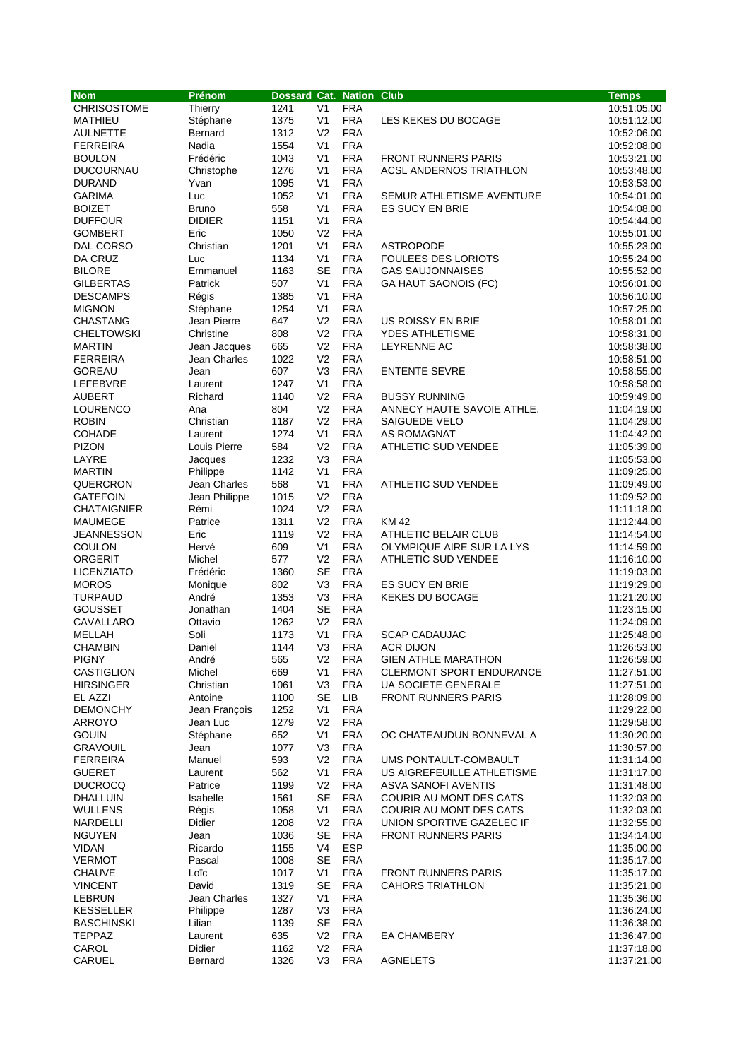| Nom | Prénom | Dossard | Cat. | Nation | Club | Temps |
|---|---|---|---|---|---|---|
| CHRISOSTOME | Thierry | 1241 | V1 | FRA | | 10:51:05.00 |
| MATHIEU | Stéphane | 1375 | V1 | FRA | LES KEKES DU BOCAGE | 10:51:12.00 |
| AULNETTE | Bernard | 1312 | V2 | FRA | | 10:52:06.00 |
| FERREIRA | Nadia | 1554 | V1 | FRA | | 10:52:08.00 |
| BOULON | Frédéric | 1043 | V1 | FRA | FRONT RUNNERS PARIS | 10:53:21.00 |
| DUCOURNAU | Christophe | 1276 | V1 | FRA | ACSL ANDERNOS TRIATHLON | 10:53:48.00 |
| DURAND | Yvan | 1095 | V1 | FRA | | 10:53:53.00 |
| GARIMA | Luc | 1052 | V1 | FRA | SEMUR ATHLETISME AVENTURE | 10:54:01.00 |
| BOIZET | Bruno | 558 | V1 | FRA | ES SUCY EN BRIE | 10:54:08.00 |
| DUFFOUR | DIDIER | 1151 | V1 | FRA | | 10:54:44.00 |
| GOMBERT | Eric | 1050 | V2 | FRA | | 10:55:01.00 |
| DAL CORSO | Christian | 1201 | V1 | FRA | ASTROPODE | 10:55:23.00 |
| DA CRUZ | Luc | 1134 | V1 | FRA | FOULEES DES LORIOTS | 10:55:24.00 |
| BILORE | Emmanuel | 1163 | SE | FRA | GAS SAUJONNAISES | 10:55:52.00 |
| GILBERTAS | Patrick | 507 | V1 | FRA | GA HAUT SAONOIS (FC) | 10:56:01.00 |
| DESCAMPS | Régis | 1385 | V1 | FRA | | 10:56:10.00 |
| MIGNON | Stéphane | 1254 | V1 | FRA | | 10:57:25.00 |
| CHASTANG | Jean Pierre | 647 | V2 | FRA | US ROISSY EN BRIE | 10:58:01.00 |
| CHELTOWSKI | Christine | 808 | V2 | FRA | YDES ATHLETISME | 10:58:31.00 |
| MARTIN | Jean Jacques | 665 | V2 | FRA | LEYRENNE AC | 10:58:38.00 |
| FERREIRA | Jean Charles | 1022 | V2 | FRA | | 10:58:51.00 |
| GOREAU | Jean | 607 | V3 | FRA | ENTENTE SEVRE | 10:58:55.00 |
| LEFEBVRE | Laurent | 1247 | V1 | FRA | | 10:58:58.00 |
| AUBERT | Richard | 1140 | V2 | FRA | BUSSY RUNNING | 10:59:49.00 |
| LOURENCO | Ana | 804 | V2 | FRA | ANNECY HAUTE SAVOIE ATHLE. | 11:04:19.00 |
| ROBIN | Christian | 1187 | V2 | FRA | SAIGUEDE VELO | 11:04:29.00 |
| COHADE | Laurent | 1274 | V1 | FRA | AS ROMAGNAT | 11:04:42.00 |
| PIZON | Louis Pierre | 584 | V2 | FRA | ATHLETIC SUD VENDEE | 11:05:39.00 |
| LAYRE | Jacques | 1232 | V3 | FRA | | 11:05:53.00 |
| MARTIN | Philippe | 1142 | V1 | FRA | | 11:09:25.00 |
| QUERCRON | Jean Charles | 568 | V1 | FRA | ATHLETIC SUD VENDEE | 11:09:49.00 |
| GATEFOIN | Jean Philippe | 1015 | V2 | FRA | | 11:09:52.00 |
| CHATAIGNIER | Rémi | 1024 | V2 | FRA | | 11:11:18.00 |
| MAUMEGE | Patrice | 1311 | V2 | FRA | KM 42 | 11:12:44.00 |
| JEANNESSON | Eric | 1119 | V2 | FRA | ATHLETIC BELAIR CLUB | 11:14:54.00 |
| COULON | Hervé | 609 | V1 | FRA | OLYMPIQUE AIRE SUR LA LYS | 11:14:59.00 |
| ORGERIT | Michel | 577 | V2 | FRA | ATHLETIC SUD VENDEE | 11:16:10.00 |
| LICENZIATO | Frédéric | 1360 | SE | FRA | | 11:19:03.00 |
| MOROS | Monique | 802 | V3 | FRA | ES SUCY EN BRIE | 11:19:29.00 |
| TURPAUD | André | 1353 | V3 | FRA | KEKES DU BOCAGE | 11:21:20.00 |
| GOUSSET | Jonathan | 1404 | SE | FRA | | 11:23:15.00 |
| CAVALLARO | Ottavio | 1262 | V2 | FRA | | 11:24:09.00 |
| MELLAH | Soli | 1173 | V1 | FRA | SCAP CADAUJAC | 11:25:48.00 |
| CHAMBIN | Daniel | 1144 | V3 | FRA | ACR DIJON | 11:26:53.00 |
| PIGNY | André | 565 | V2 | FRA | GIEN ATHLE MARATHON | 11:26:59.00 |
| CASTIGLION | Michel | 669 | V1 | FRA | CLERMONT SPORT ENDURANCE | 11:27:51.00 |
| HIRSINGER | Christian | 1061 | V3 | FRA | UA SOCIETE GENERALE | 11:27:51.00 |
| EL AZZI | Antoine | 1100 | SE | LIB | FRONT RUNNERS PARIS | 11:28:09.00 |
| DEMONCHY | Jean François | 1252 | V1 | FRA | | 11:29:22.00 |
| ARROYO | Jean Luc | 1279 | V2 | FRA | | 11:29:58.00 |
| GOUIN | Stéphane | 652 | V1 | FRA | OC CHATEAUDUN BONNEVAL A | 11:30:20.00 |
| GRAVOUIL | Jean | 1077 | V3 | FRA | | 11:30:57.00 |
| FERREIRA | Manuel | 593 | V2 | FRA | UMS PONTAULT-COMBAULT | 11:31:14.00 |
| GUERET | Laurent | 562 | V1 | FRA | US AIGREFEUILLE ATHLETISME | 11:31:17.00 |
| DUCROCQ | Patrice | 1199 | V2 | FRA | ASVA SANOFI AVENTIS | 11:31:48.00 |
| DHALLUIN | Isabelle | 1561 | SE | FRA | COURIR AU MONT DES CATS | 11:32:03.00 |
| WULLENS | Régis | 1058 | V1 | FRA | COURIR AU MONT DES CATS | 11:32:03.00 |
| NARDELLI | Didier | 1208 | V2 | FRA | UNION SPORTIVE GAZELEC IF | 11:32:55.00 |
| NGUYEN | Jean | 1036 | SE | FRA | FRONT RUNNERS PARIS | 11:34:14.00 |
| VIDAN | Ricardo | 1155 | V4 | ESP | | 11:35:00.00 |
| VERMOT | Pascal | 1008 | SE | FRA | | 11:35:17.00 |
| CHAUVE | Loïc | 1017 | V1 | FRA | FRONT RUNNERS PARIS | 11:35:17.00 |
| VINCENT | David | 1319 | SE | FRA | CAHORS TRIATHLON | 11:35:21.00 |
| LEBRUN | Jean Charles | 1327 | V1 | FRA | | 11:35:36.00 |
| KESSELLER | Philippe | 1287 | V3 | FRA | | 11:36:24.00 |
| BASCHINSKI | Lilian | 1139 | SE | FRA | | 11:36:38.00 |
| TEPPAZ | Laurent | 635 | V2 | FRA | EA CHAMBERY | 11:36:47.00 |
| CAROL | Didier | 1162 | V2 | FRA | | 11:37:18.00 |
| CARUEL | Bernard | 1326 | V3 | FRA | AGNELETS | 11:37:21.00 |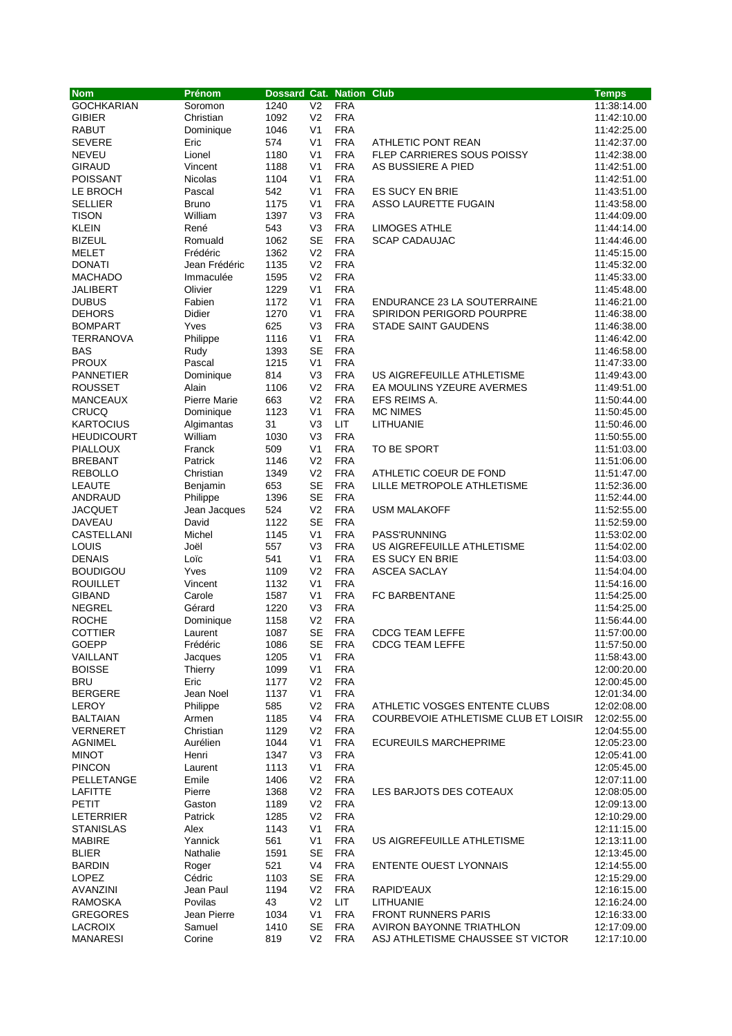| Nom | Prénom | Dossard | Cat. | Nation | Club | Temps |
|---|---|---|---|---|---|---|
| GOCHKARIAN | Soromon | 1240 | V2 | FRA | | 11:38:14.00 |
| GIBIER | Christian | 1092 | V2 | FRA | | 11:42:10.00 |
| RABUT | Dominique | 1046 | V1 | FRA | | 11:42:25.00 |
| SEVERE | Eric | 574 | V1 | FRA | ATHLETIC PONT REAN | 11:42:37.00 |
| NEVEU | Lionel | 1180 | V1 | FRA | FLEP CARRIERES SOUS POISSY | 11:42:38.00 |
| GIRAUD | Vincent | 1188 | V1 | FRA | AS BUSSIERE A PIED | 11:42:51.00 |
| POISSANT | Nicolas | 1104 | V1 | FRA | | 11:42:51.00 |
| LE BROCH | Pascal | 542 | V1 | FRA | ES SUCY EN BRIE | 11:43:51.00 |
| SELLIER | Bruno | 1175 | V1 | FRA | ASSO LAURETTE FUGAIN | 11:43:58.00 |
| TISON | William | 1397 | V3 | FRA | | 11:44:09.00 |
| KLEIN | René | 543 | V3 | FRA | LIMOGES ATHLE | 11:44:14.00 |
| BIZEUL | Romuald | 1062 | SE | FRA | SCAP CADAUJAC | 11:44:46.00 |
| MELET | Frédéric | 1362 | V2 | FRA | | 11:45:15.00 |
| DONATI | Jean Frédéric | 1135 | V2 | FRA | | 11:45:32.00 |
| MACHADO | Immaculée | 1595 | V2 | FRA | | 11:45:33.00 |
| JALIBERT | Olivier | 1229 | V1 | FRA | | 11:45:48.00 |
| DUBUS | Fabien | 1172 | V1 | FRA | ENDURANCE 23 LA SOUTERRAINE | 11:46:21.00 |
| DEHORS | Didier | 1270 | V1 | FRA | SPIRIDON PERIGORD POURPRE | 11:46:38.00 |
| BOMPART | Yves | 625 | V3 | FRA | STADE SAINT GAUDENS | 11:46:38.00 |
| TERRANOVA | Philippe | 1116 | V1 | FRA | | 11:46:42.00 |
| BAS | Rudy | 1393 | SE | FRA | | 11:46:58.00 |
| PROUX | Pascal | 1215 | V1 | FRA | | 11:47:33.00 |
| PANNETIER | Dominique | 814 | V3 | FRA | US AIGREFEUILLE ATHLETISME | 11:49:43.00 |
| ROUSSET | Alain | 1106 | V2 | FRA | EA MOULINS YZEURE AVERMES | 11:49:51.00 |
| MANCEAUX | Pierre Marie | 663 | V2 | FRA | EFS REIMS A. | 11:50:44.00 |
| CRUCQ | Dominique | 1123 | V1 | FRA | MC NIMES | 11:50:45.00 |
| KARTOCIUS | Algimantas | 31 | V3 | LIT | LITHUANIE | 11:50:46.00 |
| HEUDICOURT | William | 1030 | V3 | FRA | | 11:50:55.00 |
| PIALLOUX | Franck | 509 | V1 | FRA | TO BE SPORT | 11:51:03.00 |
| BREBANT | Patrick | 1146 | V2 | FRA | | 11:51:06.00 |
| REBOLLO | Christian | 1349 | V2 | FRA | ATHLETIC COEUR DE FOND | 11:51:47.00 |
| LEAUTE | Benjamin | 653 | SE | FRA | LILLE METROPOLE ATHLETISME | 11:52:36.00 |
| ANDRAUD | Philippe | 1396 | SE | FRA | | 11:52:44.00 |
| JACQUET | Jean Jacques | 524 | V2 | FRA | USM MALAKOFF | 11:52:55.00 |
| DAVEAU | David | 1122 | SE | FRA | | 11:52:59.00 |
| CASTELLANI | Michel | 1145 | V1 | FRA | PASS'RUNNING | 11:53:02.00 |
| LOUIS | Joël | 557 | V3 | FRA | US AIGREFEUILLE ATHLETISME | 11:54:02.00 |
| DENAIS | Loïc | 541 | V1 | FRA | ES SUCY EN BRIE | 11:54:03.00 |
| BOUDIGOU | Yves | 1109 | V2 | FRA | ASCEA SACLAY | 11:54:04.00 |
| ROUILLET | Vincent | 1132 | V1 | FRA | | 11:54:16.00 |
| GIBAND | Carole | 1587 | V1 | FRA | FC BARBENTANE | 11:54:25.00 |
| NEGREL | Gérard | 1220 | V3 | FRA | | 11:54:25.00 |
| ROCHE | Dominique | 1158 | V2 | FRA | | 11:56:44.00 |
| COTTIER | Laurent | 1087 | SE | FRA | CDCG TEAM LEFFE | 11:57:00.00 |
| GOEPP | Frédéric | 1086 | SE | FRA | CDCG TEAM LEFFE | 11:57:50.00 |
| VAILLANT | Jacques | 1205 | V1 | FRA | | 11:58:43.00 |
| BOISSE | Thierry | 1099 | V1 | FRA | | 12:00:20.00 |
| BRU | Eric | 1177 | V2 | FRA | | 12:00:45.00 |
| BERGERE | Jean Noel | 1137 | V1 | FRA | | 12:01:34.00 |
| LEROY | Philippe | 585 | V2 | FRA | ATHLETIC VOSGES ENTENTE CLUBS | 12:02:08.00 |
| BALTAIAN | Armen | 1185 | V4 | FRA | COURBEVOIE ATHLETISME CLUB ET LOISIR | 12:02:55.00 |
| VERNERET | Christian | 1129 | V2 | FRA | | 12:04:55.00 |
| AGNIMEL | Aurélien | 1044 | V1 | FRA | ECUREUILS MARCHEPRIME | 12:05:23.00 |
| MINOT | Henri | 1347 | V3 | FRA | | 12:05:41.00 |
| PINCON | Laurent | 1113 | V1 | FRA | | 12:05:45.00 |
| PELLETANGE | Emile | 1406 | V2 | FRA | | 12:07:11.00 |
| LAFITTE | Pierre | 1368 | V2 | FRA | LES BARJOTS DES COTEAUX | 12:08:05.00 |
| PETIT | Gaston | 1189 | V2 | FRA | | 12:09:13.00 |
| LETERRIER | Patrick | 1285 | V2 | FRA | | 12:10:29.00 |
| STANISLAS | Alex | 1143 | V1 | FRA | | 12:11:15.00 |
| MABIRE | Yannick | 561 | V1 | FRA | US AIGREFEUILLE ATHLETISME | 12:13:11.00 |
| BLIER | Nathalie | 1591 | SE | FRA | | 12:13:45.00 |
| BARDIN | Roger | 521 | V4 | FRA | ENTENTE OUEST LYONNAIS | 12:14:55.00 |
| LOPEZ | Cédric | 1103 | SE | FRA | | 12:15:29.00 |
| AVANZINI | Jean Paul | 1194 | V2 | FRA | RAPID'EAUX | 12:16:15.00 |
| RAMOSKA | Povilas | 43 | V2 | LIT | LITHUANIE | 12:16:24.00 |
| GREGORES | Jean Pierre | 1034 | V1 | FRA | FRONT RUNNERS PARIS | 12:16:33.00 |
| LACROIX | Samuel | 1410 | SE | FRA | AVIRON BAYONNE TRIATHLON | 12:17:09.00 |
| MANARESI | Corine | 819 | V2 | FRA | ASJ ATHLETISME CHAUSSEE ST VICTOR | 12:17:10.00 |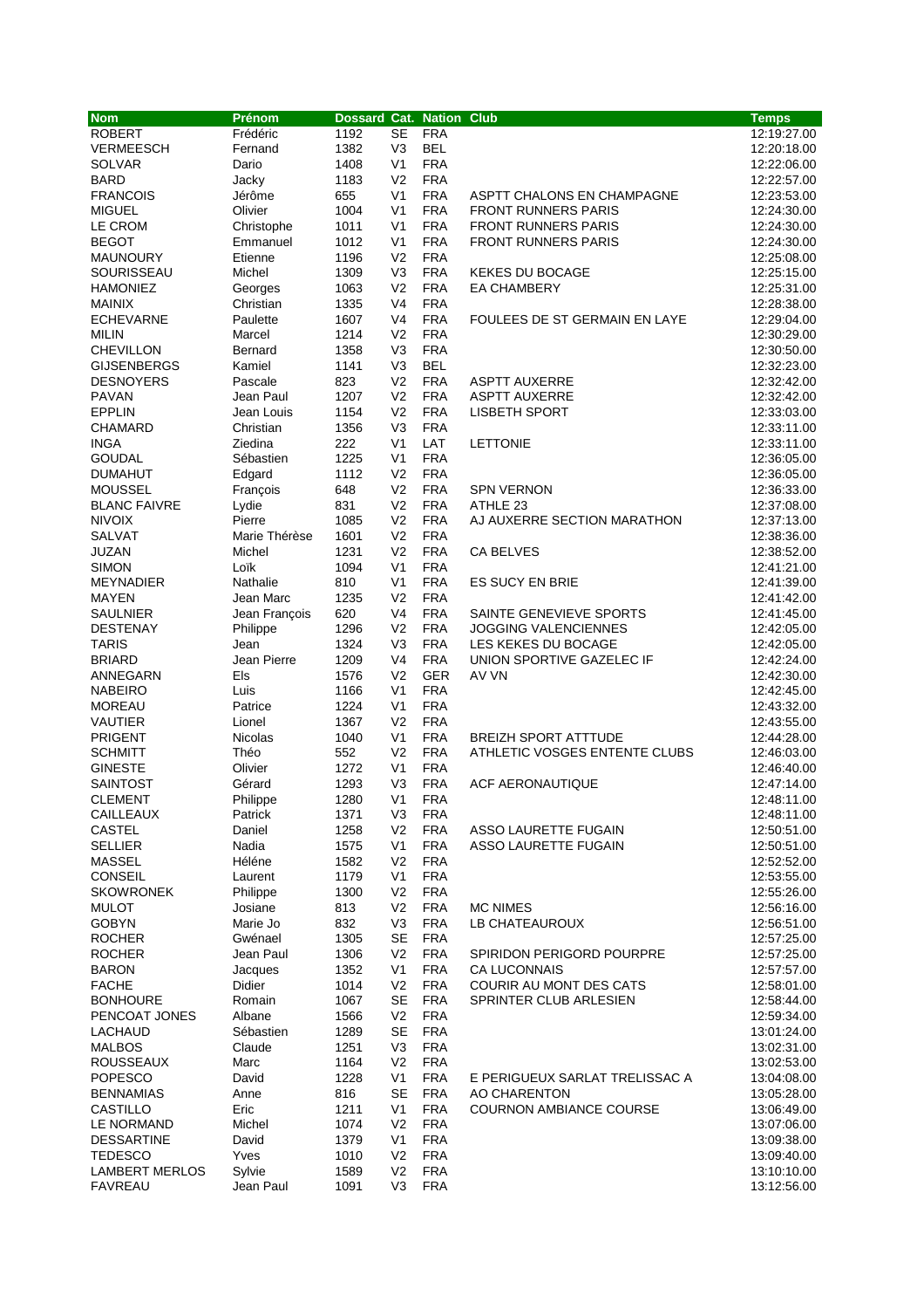| Nom | Prénom | Dossard | Cat. | Nation | Club | Temps |
|---|---|---|---|---|---|---|
| ROBERT | Frédéric | 1192 | SE | FRA | | 12:19:27.00 |
| VERMEESCH | Fernand | 1382 | V3 | BEL | | 12:20:18.00 |
| SOLVAR | Dario | 1408 | V1 | FRA | | 12:22:06.00 |
| BARD | Jacky | 1183 | V2 | FRA | | 12:22:57.00 |
| FRANCOIS | Jérôme | 655 | V1 | FRA | ASPTT CHALONS EN CHAMPAGNE | 12:23:53.00 |
| MIGUEL | Olivier | 1004 | V1 | FRA | FRONT RUNNERS PARIS | 12:24:30.00 |
| LE CROM | Christophe | 1011 | V1 | FRA | FRONT RUNNERS PARIS | 12:24:30.00 |
| BEGOT | Emmanuel | 1012 | V1 | FRA | FRONT RUNNERS PARIS | 12:24:30.00 |
| MAUNOURY | Etienne | 1196 | V2 | FRA | | 12:25:08.00 |
| SOURISSEAU | Michel | 1309 | V3 | FRA | KEKES DU BOCAGE | 12:25:15.00 |
| HAMONIEZ | Georges | 1063 | V2 | FRA | EA CHAMBERY | 12:25:31.00 |
| MAINIX | Christian | 1335 | V4 | FRA | | 12:28:38.00 |
| ECHEVARNE | Paulette | 1607 | V4 | FRA | FOULEES DE ST GERMAIN EN LAYE | 12:29:04.00 |
| MILIN | Marcel | 1214 | V2 | FRA | | 12:30:29.00 |
| CHEVILLON | Bernard | 1358 | V3 | FRA | | 12:30:50.00 |
| GIJSENBERGS | Kamiel | 1141 | V3 | BEL | | 12:32:23.00 |
| DESNOYERS | Pascale | 823 | V2 | FRA | ASPTT AUXERRE | 12:32:42.00 |
| PAVAN | Jean Paul | 1207 | V2 | FRA | ASPTT AUXERRE | 12:32:42.00 |
| EPPLIN | Jean Louis | 1154 | V2 | FRA | LISBETH SPORT | 12:33:03.00 |
| CHAMARD | Christian | 1356 | V3 | FRA | | 12:33:11.00 |
| INGA | Ziedina | 222 | V1 | LAT | LETTONIE | 12:33:11.00 |
| GOUDAL | Sébastien | 1225 | V1 | FRA | | 12:36:05.00 |
| DUMAHUT | Edgard | 1112 | V2 | FRA | | 12:36:05.00 |
| MOUSSEL | François | 648 | V2 | FRA | SPN VERNON | 12:36:33.00 |
| BLANC FAIVRE | Lydie | 831 | V2 | FRA | ATHLE 23 | 12:37:08.00 |
| NIVOIX | Pierre | 1085 | V2 | FRA | AJ AUXERRE SECTION MARATHON | 12:37:13.00 |
| SALVAT | Marie Thérèse | 1601 | V2 | FRA | | 12:38:36.00 |
| JUZAN | Michel | 1231 | V2 | FRA | CA BELVES | 12:38:52.00 |
| SIMON | Loïk | 1094 | V1 | FRA | | 12:41:21.00 |
| MEYNADIER | Nathalie | 810 | V1 | FRA | ES SUCY EN BRIE | 12:41:39.00 |
| MAYEN | Jean Marc | 1235 | V2 | FRA | | 12:41:42.00 |
| SAULNIER | Jean François | 620 | V4 | FRA | SAINTE GENEVIEVE SPORTS | 12:41:45.00 |
| DESTENAY | Philippe | 1296 | V2 | FRA | JOGGING VALENCIENNES | 12:42:05.00 |
| TARIS | Jean | 1324 | V3 | FRA | LES KEKES DU BOCAGE | 12:42:05.00 |
| BRIARD | Jean Pierre | 1209 | V4 | FRA | UNION SPORTIVE GAZELEC IF | 12:42:24.00 |
| ANNEGARN | Els | 1576 | V2 | GER | AV VN | 12:42:30.00 |
| NABEIRO | Luis | 1166 | V1 | FRA | | 12:42:45.00 |
| MOREAU | Patrice | 1224 | V1 | FRA | | 12:43:32.00 |
| VAUTIER | Lionel | 1367 | V2 | FRA | | 12:43:55.00 |
| PRIGENT | Nicolas | 1040 | V1 | FRA | BREIZH SPORT ATTTUDE | 12:44:28.00 |
| SCHMITT | Théo | 552 | V2 | FRA | ATHLETIC VOSGES ENTENTE CLUBS | 12:46:03.00 |
| GINESTE | Olivier | 1272 | V1 | FRA | | 12:46:40.00 |
| SAINTOST | Gérard | 1293 | V3 | FRA | ACF AERONAUTIQUE | 12:47:14.00 |
| CLEMENT | Philippe | 1280 | V1 | FRA | | 12:48:11.00 |
| CAILLEAUX | Patrick | 1371 | V3 | FRA | | 12:48:11.00 |
| CASTEL | Daniel | 1258 | V2 | FRA | ASSO LAURETTE FUGAIN | 12:50:51.00 |
| SELLIER | Nadia | 1575 | V1 | FRA | ASSO LAURETTE FUGAIN | 12:50:51.00 |
| MASSEL | Héléne | 1582 | V2 | FRA | | 12:52:52.00 |
| CONSEIL | Laurent | 1179 | V1 | FRA | | 12:53:55.00 |
| SKOWRONEK | Philippe | 1300 | V2 | FRA | | 12:55:26.00 |
| MULOT | Josiane | 813 | V2 | FRA | MC NIMES | 12:56:16.00 |
| GOBYN | Marie Jo | 832 | V3 | FRA | LB CHATEAUROUX | 12:56:51.00 |
| ROCHER | Gwénael | 1305 | SE | FRA | | 12:57:25.00 |
| ROCHER | Jean Paul | 1306 | V2 | FRA | SPIRIDON PERIGORD POURPRE | 12:57:25.00 |
| BARON | Jacques | 1352 | V1 | FRA | CA LUCONNAIS | 12:57:57.00 |
| FACHE | Didier | 1014 | V2 | FRA | COURIR AU MONT DES CATS | 12:58:01.00 |
| BONHOURE | Romain | 1067 | SE | FRA | SPRINTER CLUB ARLESIEN | 12:58:44.00 |
| PENCOAT JONES | Albane | 1566 | V2 | FRA | | 12:59:34.00 |
| LACHAUD | Sébastien | 1289 | SE | FRA | | 13:01:24.00 |
| MALBOS | Claude | 1251 | V3 | FRA | | 13:02:31.00 |
| ROUSSEAUX | Marc | 1164 | V2 | FRA | | 13:02:53.00 |
| POPESCO | David | 1228 | V1 | FRA | E PERIGUEUX SARLAT TRELISSAC A | 13:04:08.00 |
| BENNAMIAS | Anne | 816 | SE | FRA | AO CHARENTON | 13:05:28.00 |
| CASTILLO | Eric | 1211 | V1 | FRA | COURNON AMBIANCE COURSE | 13:06:49.00 |
| LE NORMAND | Michel | 1074 | V2 | FRA | | 13:07:06.00 |
| DESSARTINE | David | 1379 | V1 | FRA | | 13:09:38.00 |
| TEDESCO | Yves | 1010 | V2 | FRA | | 13:09:40.00 |
| LAMBERT MERLOS | Sylvie | 1589 | V2 | FRA | | 13:10:10.00 |
| FAVREAU | Jean Paul | 1091 | V3 | FRA | | 13:12:56.00 |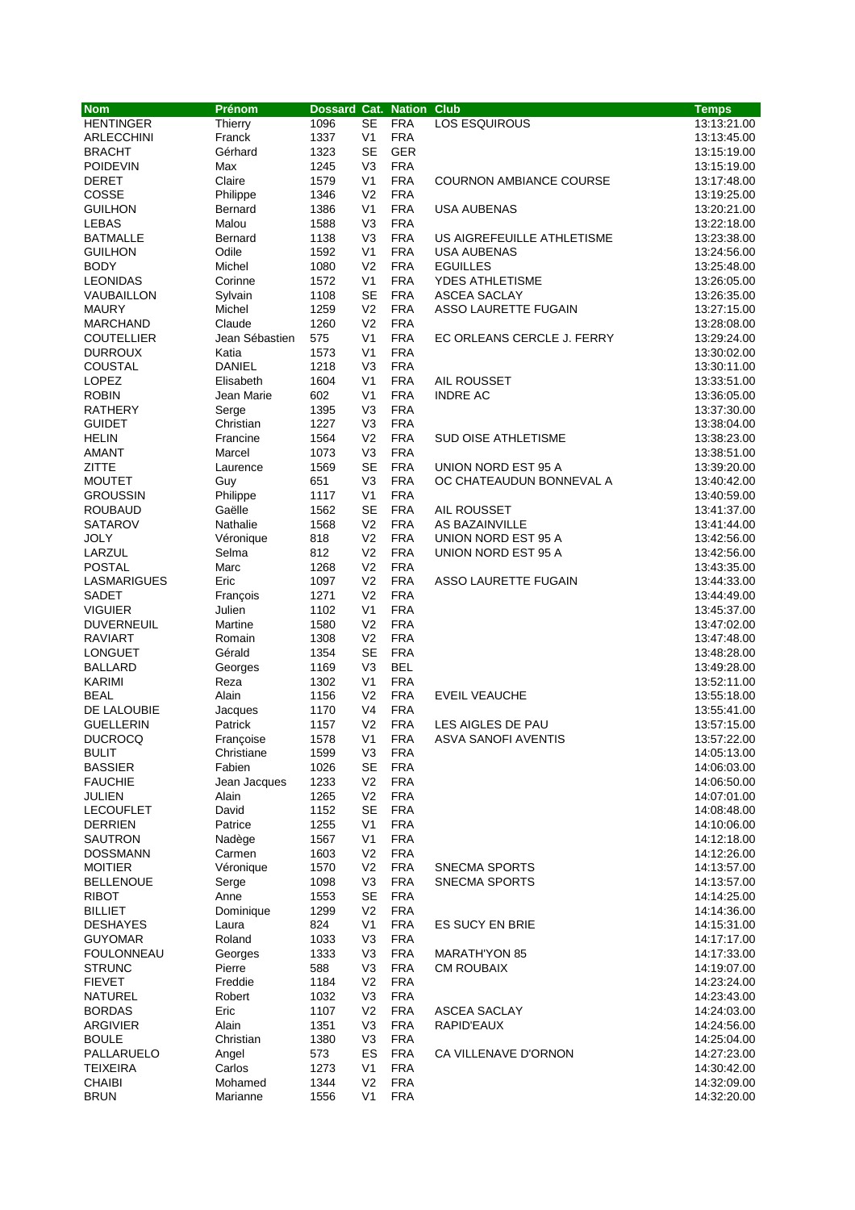| Nom | Prénom | Dossard | Cat. | Nation | Club | Temps |
|---|---|---|---|---|---|---|
| HENTINGER | Thierry | 1096 | SE | FRA | LOS ESQUIROUS | 13:13:21.00 |
| ARLECCHINI | Franck | 1337 | V1 | FRA | | 13:13:45.00 |
| BRACHT | Gérhard | 1323 | SE | GER | | 13:15:19.00 |
| POIDEVIN | Max | 1245 | V3 | FRA | | 13:15:19.00 |
| DERET | Claire | 1579 | V1 | FRA | COURNON AMBIANCE COURSE | 13:17:48.00 |
| COSSE | Philippe | 1346 | V2 | FRA | | 13:19:25.00 |
| GUILHON | Bernard | 1386 | V1 | FRA | USA AUBENAS | 13:20:21.00 |
| LEBAS | Malou | 1588 | V3 | FRA | | 13:22:18.00 |
| BATMALLE | Bernard | 1138 | V3 | FRA | US AIGREFEUILLE ATHLETISME | 13:23:38.00 |
| GUILHON | Odile | 1592 | V1 | FRA | USA AUBENAS | 13:24:56.00 |
| BODY | Michel | 1080 | V2 | FRA | EGUILLES | 13:25:48.00 |
| LEONIDAS | Corinne | 1572 | V1 | FRA | YDES ATHLETISME | 13:26:05.00 |
| VAUBAILLON | Sylvain | 1108 | SE | FRA | ASCEA SACLAY | 13:26:35.00 |
| MAURY | Michel | 1259 | V2 | FRA | ASSO LAURETTE FUGAIN | 13:27:15.00 |
| MARCHAND | Claude | 1260 | V2 | FRA | | 13:28:08.00 |
| COUTELLIER | Jean Sébastien | 575 | V1 | FRA | EC ORLEANS CERCLE J. FERRY | 13:29:24.00 |
| DURROUX | Katia | 1573 | V1 | FRA | | 13:30:02.00 |
| COUSTAL | DANIEL | 1218 | V3 | FRA | | 13:30:11.00 |
| LOPEZ | Elisabeth | 1604 | V1 | FRA | AIL ROUSSET | 13:33:51.00 |
| ROBIN | Jean Marie | 602 | V1 | FRA | INDRE AC | 13:36:05.00 |
| RATHERY | Serge | 1395 | V3 | FRA | | 13:37:30.00 |
| GUIDET | Christian | 1227 | V3 | FRA | | 13:38:04.00 |
| HELIN | Francine | 1564 | V2 | FRA | SUD OISE ATHLETISME | 13:38:23.00 |
| AMANT | Marcel | 1073 | V3 | FRA | | 13:38:51.00 |
| ZITTE | Laurence | 1569 | SE | FRA | UNION NORD EST 95 A | 13:39:20.00 |
| MOUTET | Guy | 651 | V3 | FRA | OC CHATEAUDUN BONNEVAL A | 13:40:42.00 |
| GROUSSIN | Philippe | 1117 | V1 | FRA | | 13:40:59.00 |
| ROUBAUD | Gaëlle | 1562 | SE | FRA | AIL ROUSSET | 13:41:37.00 |
| SATAROV | Nathalie | 1568 | V2 | FRA | AS BAZAINVILLE | 13:41:44.00 |
| JOLY | Véronique | 818 | V2 | FRA | UNION NORD EST 95 A | 13:42:56.00 |
| LARZUL | Selma | 812 | V2 | FRA | UNION NORD EST 95 A | 13:42:56.00 |
| POSTAL | Marc | 1268 | V2 | FRA | | 13:43:35.00 |
| LASMARIGUES | Eric | 1097 | V2 | FRA | ASSO LAURETTE FUGAIN | 13:44:33.00 |
| SADET | François | 1271 | V2 | FRA | | 13:44:49.00 |
| VIGUIER | Julien | 1102 | V1 | FRA | | 13:45:37.00 |
| DUVERNEUIL | Martine | 1580 | V2 | FRA | | 13:47:02.00 |
| RAVIART | Romain | 1308 | V2 | FRA | | 13:47:48.00 |
| LONGUET | Gérald | 1354 | SE | FRA | | 13:48:28.00 |
| BALLARD | Georges | 1169 | V3 | BEL | | 13:49:28.00 |
| KARIMI | Reza | 1302 | V1 | FRA | | 13:52:11.00 |
| BEAL | Alain | 1156 | V2 | FRA | EVEIL VEAUCHE | 13:55:18.00 |
| DE LALOUBIE | Jacques | 1170 | V4 | FRA | | 13:55:41.00 |
| GUELLERIN | Patrick | 1157 | V2 | FRA | LES AIGLES DE PAU | 13:57:15.00 |
| DUCROCQ | Françoise | 1578 | V1 | FRA | ASVA SANOFI AVENTIS | 13:57:22.00 |
| BULIT | Christiane | 1599 | V3 | FRA | | 14:05:13.00 |
| BASSIER | Fabien | 1026 | SE | FRA | | 14:06:03.00 |
| FAUCHIE | Jean Jacques | 1233 | V2 | FRA | | 14:06:50.00 |
| JULIEN | Alain | 1265 | V2 | FRA | | 14:07:01.00 |
| LECOUFLET | David | 1152 | SE | FRA | | 14:08:48.00 |
| DERRIEN | Patrice | 1255 | V1 | FRA | | 14:10:06.00 |
| SAUTRON | Nadège | 1567 | V1 | FRA | | 14:12:18.00 |
| DOSSMANN | Carmen | 1603 | V2 | FRA | | 14:12:26.00 |
| MOITIER | Véronique | 1570 | V2 | FRA | SNECMA SPORTS | 14:13:57.00 |
| BELLENOUE | Serge | 1098 | V3 | FRA | SNECMA SPORTS | 14:13:57.00 |
| RIBOT | Anne | 1553 | SE | FRA | | 14:14:25.00 |
| BILLIET | Dominique | 1299 | V2 | FRA | | 14:14:36.00 |
| DESHAYES | Laura | 824 | V1 | FRA | ES SUCY EN BRIE | 14:15:31.00 |
| GUYOMAR | Roland | 1033 | V3 | FRA | | 14:17:17.00 |
| FOULONNEAU | Georges | 1333 | V3 | FRA | MARATH'YON 85 | 14:17:33.00 |
| STRUNC | Pierre | 588 | V3 | FRA | CM ROUBAIX | 14:19:07.00 |
| FIEVET | Freddie | 1184 | V2 | FRA | | 14:23:24.00 |
| NATUREL | Robert | 1032 | V3 | FRA | | 14:23:43.00 |
| BORDAS | Eric | 1107 | V2 | FRA | ASCEA SACLAY | 14:24:03.00 |
| ARGIVIER | Alain | 1351 | V3 | FRA | RAPID'EAUX | 14:24:56.00 |
| BOULE | Christian | 1380 | V3 | FRA | | 14:25:04.00 |
| PALLARUELO | Angel | 573 | ES | FRA | CA VILLENAVE D'ORNON | 14:27:23.00 |
| TEIXEIRA | Carlos | 1273 | V1 | FRA | | 14:30:42.00 |
| CHAIBI | Mohamed | 1344 | V2 | FRA | | 14:32:09.00 |
| BRUN | Marianne | 1556 | V1 | FRA | | 14:32:20.00 |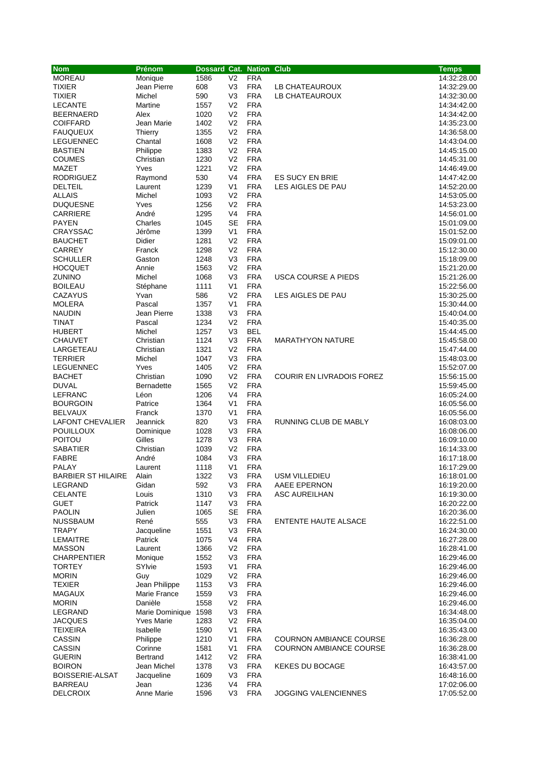| Nom | Prénom | Dossard | Cat. | Nation | Club | Temps |
|---|---|---|---|---|---|---|
| MOREAU | Monique | 1586 | V2 | FRA | | 14:32:28.00 |
| TIXIER | Jean Pierre | 608 | V3 | FRA | LB CHATEAUROUX | 14:32:29.00 |
| TIXIER | Michel | 590 | V3 | FRA | LB CHATEAUROUX | 14:32:30.00 |
| LECANTE | Martine | 1557 | V2 | FRA | | 14:34:42.00 |
| BEERNAERD | Alex | 1020 | V2 | FRA | | 14:34:42.00 |
| COIFFARD | Jean Marie | 1402 | V2 | FRA | | 14:35:23.00 |
| FAUQUEUX | Thierry | 1355 | V2 | FRA | | 14:36:58.00 |
| LEGUENNEC | Chantal | 1608 | V2 | FRA | | 14:43:04.00 |
| BASTIEN | Philippe | 1383 | V2 | FRA | | 14:45:15.00 |
| COUMES | Christian | 1230 | V2 | FRA | | 14:45:31.00 |
| MAZET | Yves | 1221 | V2 | FRA | | 14:46:49.00 |
| RODRIGUEZ | Raymond | 530 | V4 | FRA | ES SUCY EN BRIE | 14:47:42.00 |
| DELTEIL | Laurent | 1239 | V1 | FRA | LES AIGLES DE PAU | 14:52:20.00 |
| ALLAIS | Michel | 1093 | V2 | FRA | | 14:53:05.00 |
| DUQUESNE | Yves | 1256 | V2 | FRA | | 14:53:23.00 |
| CARRIERE | André | 1295 | V4 | FRA | | 14:56:01.00 |
| PAYEN | Charles | 1045 | SE | FRA | | 15:01:09.00 |
| CRAYSSAC | Jérôme | 1399 | V1 | FRA | | 15:01:52.00 |
| BAUCHET | Didier | 1281 | V2 | FRA | | 15:09:01.00 |
| CARREY | Franck | 1298 | V2 | FRA | | 15:12:30.00 |
| SCHULLER | Gaston | 1248 | V3 | FRA | | 15:18:09.00 |
| HOCQUET | Annie | 1563 | V2 | FRA | | 15:21:20.00 |
| ZUNINO | Michel | 1068 | V3 | FRA | USCA COURSE A PIEDS | 15:21:26.00 |
| BOILEAU | Stéphane | 1111 | V1 | FRA | | 15:22:56.00 |
| CAZAYUS | Yvan | 586 | V2 | FRA | LES AIGLES DE PAU | 15:30:25.00 |
| MOLERA | Pascal | 1357 | V1 | FRA | | 15:30:44.00 |
| NAUDIN | Jean Pierre | 1338 | V3 | FRA | | 15:40:04.00 |
| TINAT | Pascal | 1234 | V2 | FRA | | 15:40:35.00 |
| HUBERT | Michel | 1257 | V3 | BEL | | 15:44:45.00 |
| CHAUVET | Christian | 1124 | V3 | FRA | MARATH'YON NATURE | 15:45:58.00 |
| LARGETEAU | Christian | 1321 | V2 | FRA | | 15:47:44.00 |
| TERRIER | Michel | 1047 | V3 | FRA | | 15:48:03.00 |
| LEGUENNEC | Yves | 1405 | V2 | FRA | | 15:52:07.00 |
| BACHET | Christian | 1090 | V2 | FRA | COURIR EN LIVRADOIS FOREZ | 15:56:15.00 |
| DUVAL | Bernadette | 1565 | V2 | FRA | | 15:59:45.00 |
| LEFRANC | Léon | 1206 | V4 | FRA | | 16:05:24.00 |
| BOURGOIN | Patrice | 1364 | V1 | FRA | | 16:05:56.00 |
| BELVAUX | Franck | 1370 | V1 | FRA | | 16:05:56.00 |
| LAFONT CHEVALIER | Jeannick | 820 | V3 | FRA | RUNNING CLUB DE MABLY | 16:08:03.00 |
| POUILLOUX | Dominique | 1028 | V3 | FRA | | 16:08:06.00 |
| POITOU | Gilles | 1278 | V3 | FRA | | 16:09:10.00 |
| SABATIER | Christian | 1039 | V2 | FRA | | 16:14:33.00 |
| FABRE | André | 1084 | V3 | FRA | | 16:17:18.00 |
| PALAY | Laurent | 1118 | V1 | FRA | | 16:17:29.00 |
| BARBIER ST HILAIRE | Alain | 1322 | V3 | FRA | USM VILLEDIEU | 16:18:01.00 |
| LEGRAND | Gidan | 592 | V3 | FRA | AAEE EPERNON | 16:19:20.00 |
| CELANTE | Louis | 1310 | V3 | FRA | ASC AUREILHAN | 16:19:30.00 |
| GUET | Patrick | 1147 | V3 | FRA | | 16:20:22.00 |
| PAOLIN | Julien | 1065 | SE | FRA | | 16:20:36.00 |
| NUSSBAUM | René | 555 | V3 | FRA | ENTENTE HAUTE ALSACE | 16:22:51.00 |
| TRAPY | Jacqueline | 1551 | V3 | FRA | | 16:24:30.00 |
| LEMAITRE | Patrick | 1075 | V4 | FRA | | 16:27:28.00 |
| MASSON | Laurent | 1366 | V2 | FRA | | 16:28:41.00 |
| CHARPENTIER | Monique | 1552 | V3 | FRA | | 16:29:46.00 |
| TORTEY | SYlvie | 1593 | V1 | FRA | | 16:29:46.00 |
| MORIN | Guy | 1029 | V2 | FRA | | 16:29:46.00 |
| TEXIER | Jean Philippe | 1153 | V3 | FRA | | 16:29:46.00 |
| MAGAUX | Marie France | 1559 | V3 | FRA | | 16:29:46.00 |
| MORIN | Danièle | 1558 | V2 | FRA | | 16:29:46.00 |
| LEGRAND | Marie Dominique | 1598 | V3 | FRA | | 16:34:48.00 |
| JACQUES | Yves Marie | 1283 | V2 | FRA | | 16:35:04.00 |
| TEIXEIRA | Isabelle | 1590 | V1 | FRA | | 16:35:43.00 |
| CASSIN | Philippe | 1210 | V1 | FRA | COURNON AMBIANCE COURSE | 16:36:28.00 |
| CASSIN | Corinne | 1581 | V1 | FRA | COURNON AMBIANCE COURSE | 16:36:28.00 |
| GUERIN | Bertrand | 1412 | V2 | FRA | | 16:38:41.00 |
| BOIRON | Jean Michel | 1378 | V3 | FRA | KEKES DU BOCAGE | 16:43:57.00 |
| BOISSERIE-ALSAT | Jacqueline | 1609 | V3 | FRA | | 16:48:16.00 |
| BARREAU | Jean | 1236 | V4 | FRA | | 17:02:06.00 |
| DELCROIX | Anne Marie | 1596 | V3 | FRA | JOGGING VALENCIENNES | 17:05:52.00 |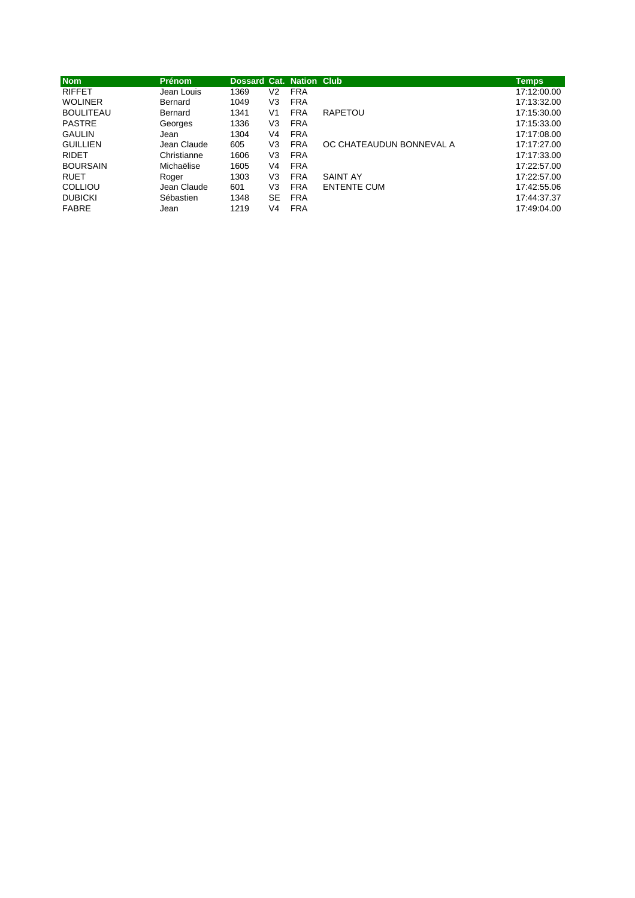| Nom | Prénom | Dossard | Cat. | Nation | Club | Temps |
|---|---|---|---|---|---|---|
| RIFFET | Jean Louis | 1369 | V2 | FRA | | 17:12:00.00 |
| WOLINER | Bernard | 1049 | V3 | FRA | | 17:13:32.00 |
| BOULITEAU | Bernard | 1341 | V1 | FRA | RAPETOU | 17:15:30.00 |
| PASTRE | Georges | 1336 | V3 | FRA | | 17:15:33.00 |
| GAULIN | Jean | 1304 | V4 | FRA | | 17:17:08.00 |
| GUILLIEN | Jean Claude | 605 | V3 | FRA | OC CHATEAUDUN BONNEVAL A | 17:17:27.00 |
| RIDET | Christianne | 1606 | V3 | FRA | | 17:17:33.00 |
| BOURSAIN | Michaëlise | 1605 | V4 | FRA | | 17:22:57.00 |
| RUET | Roger | 1303 | V3 | FRA | SAINT AY | 17:22:57.00 |
| COLLIOU | Jean Claude | 601 | V3 | FRA | ENTENTE CUM | 17:42:55.06 |
| DUBICKI | Sébastien | 1348 | SE | FRA | | 17:44:37.37 |
| FABRE | Jean | 1219 | V4 | FRA | | 17:49:04.00 |